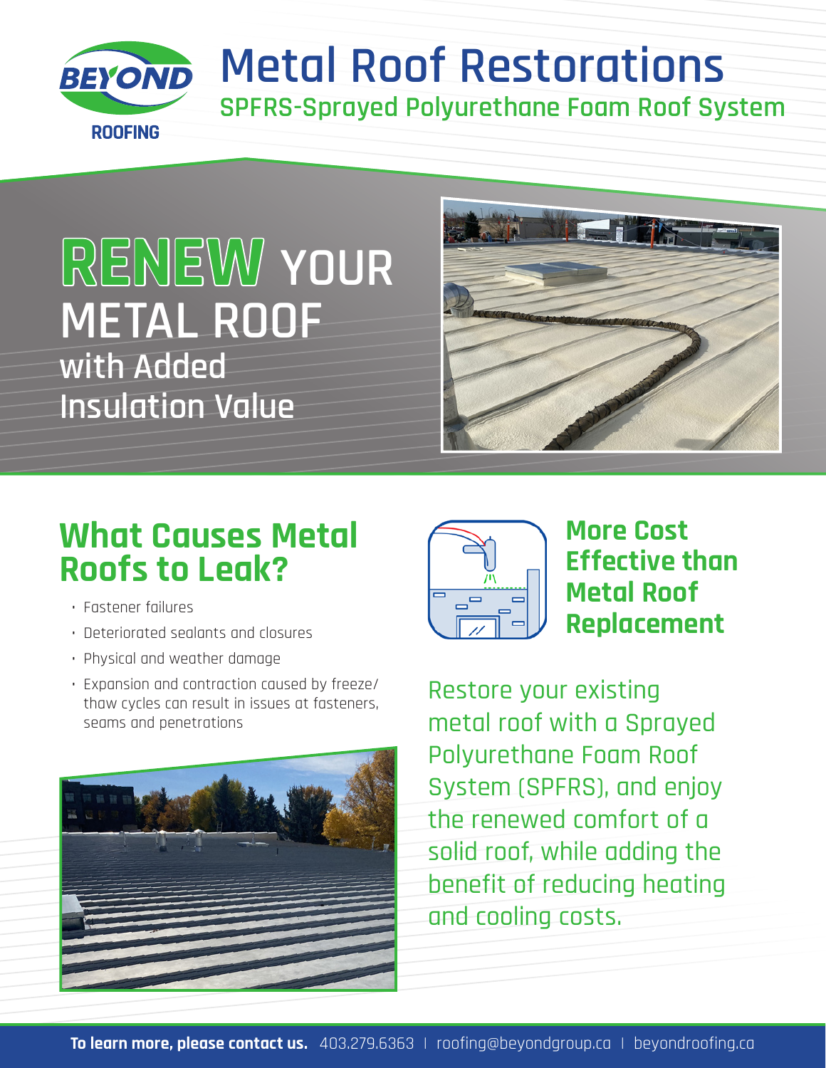# Metal Roof Restorations

## SPFRS-Sprayed Polyurethane Foam Roof System

# RENEW YOUR METAL ROOF with Added Insulation Value

## What Causes Metal Roofs to Leak?

- Fastener failures
- Deteriorated sealants and closures
- Physical and weather damage
- Expansion and contraction caused by freeze/thaw cycles can result in issues at fasteners, seams and penetrations

## More Cost Effective than Metal Roof Replacement

Restore your existing metal roof with a Sprayed Polyurethane Foam Roof System (SPFRS), and enjoy the renewed comfort of a solid roof, while adding the benefit of reducing heating and cooling costs.

**To learn more, please contact us.** 403.279.6363 | roofing@beyondgroup.ca | beyondroofing.ca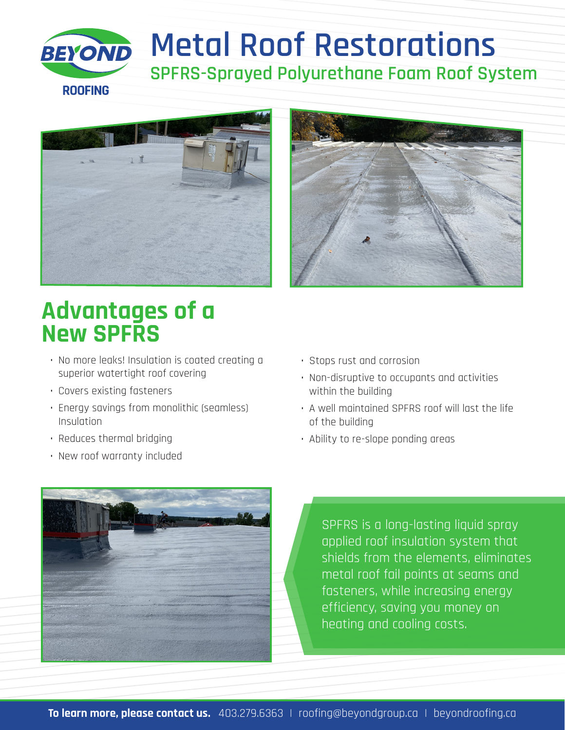BEYOND ROOFING

# Metal Roof Restorations

## SPFRS-Sprayed Polyurethane Foam Roof System

## Advantages of a New SPFRS

- No more leaks! Insulation is coated creating a superior watertight roof covering
- Covers existing fasteners
- Energy savings from monolithic (seamless) Insulation
- Reduces thermal bridging
- New roof warranty included
- Stops rust and corrosion
- Non-disruptive to occupants and activities within the building
- A well maintained SPFRS roof will last the life of the building
- Ability to re-slope ponding areas

SPFRS is a long-lasting liquid spray applied roof insulation system that shields from the elements, eliminates metal roof fail points at seams and fasteners, while increasing energy efficiency, saving you money on heating and cooling costs.

**To learn more, please contact us.** 403.279.6363 | roofing@beyondgroup.ca | beyondroofing.ca